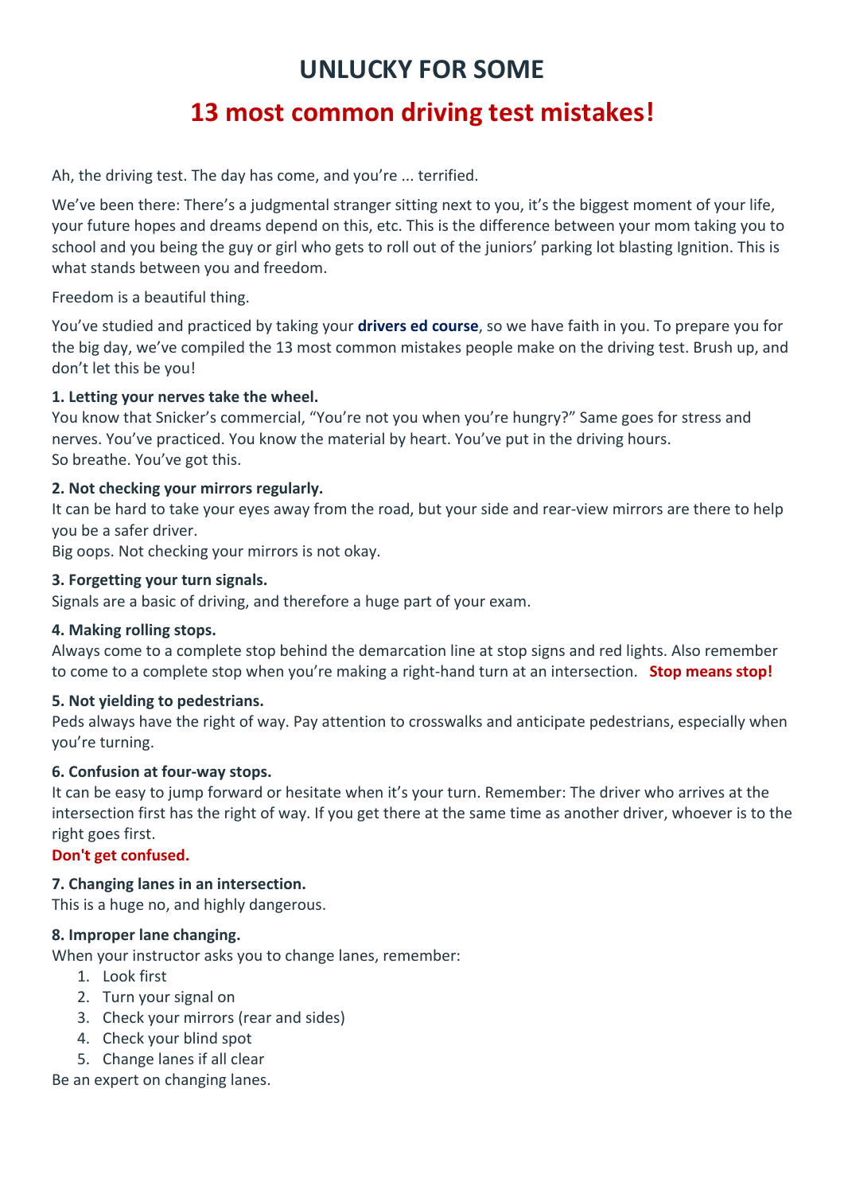# UNLUCKY FOR SOME

## 13 most common driving test mistakes!

Ah, the driving test. The day has come, and you're ... terrified.

We've been there: There's a judgmental stranger sitting next to you, it's the biggest moment of your life, your future hopes and dreams depend on this, etc. This is the difference between your mom taking you to school and you being the guy or girl who gets to roll out of the juniors' parking lot blasting Ignition. This is what stands between you and freedom.

Freedom is a beautiful thing.

You've studied and practiced by taking your **drivers ed course**, so we have faith in you. To prepare you for the big day, we've compiled the 13 most common mistakes people make on the driving test. Brush up, and don't let this be you!

**1. Letting your nerves take the wheel.**
You know that Snicker's commercial, "You're not you when you're hungry?" Same goes for stress and nerves. You've practiced. You know the material by heart. You've put in the driving hours.
So breathe. You've got this.

**2. Not checking your mirrors regularly.**
It can be hard to take your eyes away from the road, but your side and rear-view mirrors are there to help you be a safer driver.
Big oops. Not checking your mirrors is not okay.

**3. Forgetting your turn signals.**
Signals are a basic of driving, and therefore a huge part of your exam.

**4. Making rolling stops.**
Always come to a complete stop behind the demarcation line at stop signs and red lights. Also remember to come to a complete stop when you're making a right-hand turn at an intersection. **Stop means stop!**

**5. Not yielding to pedestrians.**
Peds always have the right of way. Pay attention to crosswalks and anticipate pedestrians, especially when you're turning.

**6. Confusion at four-way stops.**
It can be easy to jump forward or hesitate when it's your turn. Remember: The driver who arrives at the intersection first has the right of way. If you get there at the same time as another driver, whoever is to the right goes first.
**Don't get confused.**

**7. Changing lanes in an intersection.**
This is a huge no, and highly dangerous.

**8. Improper lane changing.**
When your instructor asks you to change lanes, remember:

1. Look first
2. Turn your signal on
3. Check your mirrors (rear and sides)
4. Check your blind spot
5. Change lanes if all clear

Be an expert on changing lanes.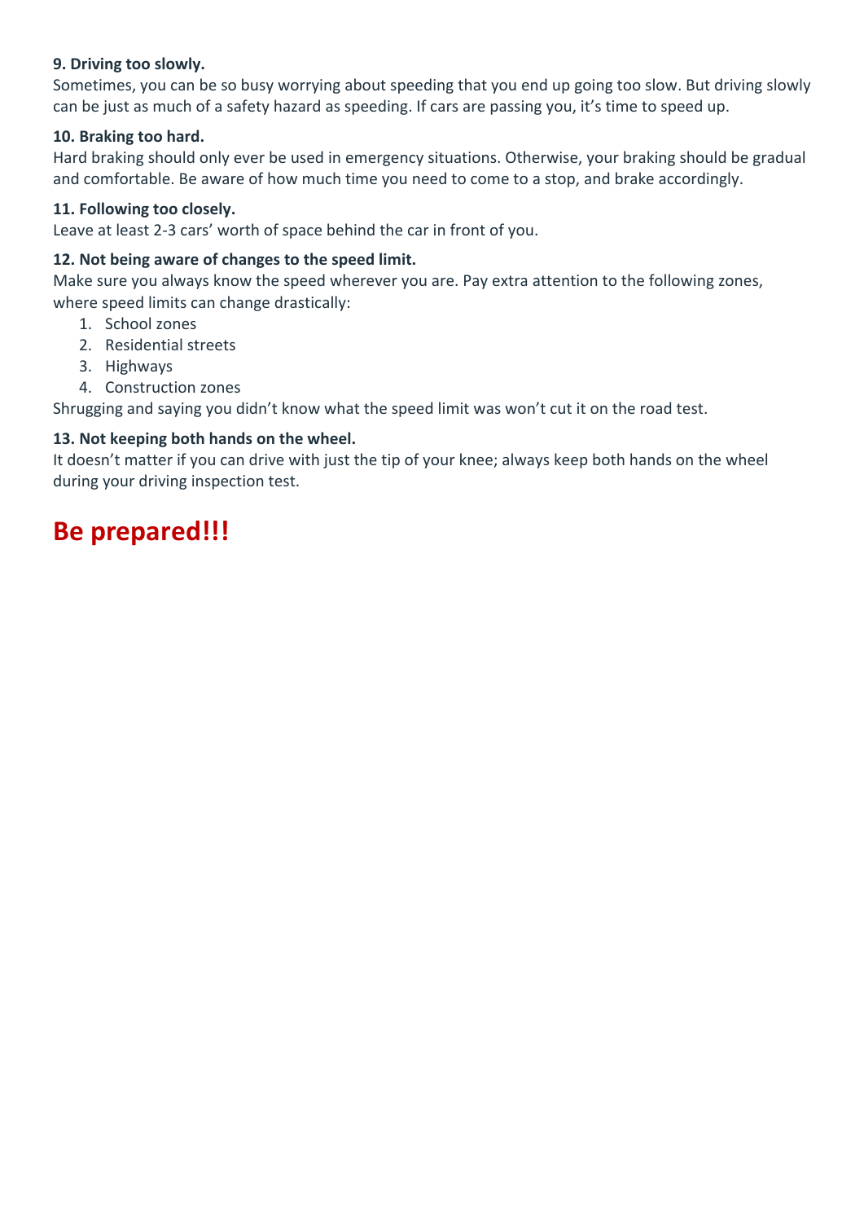**9. Driving too slowly.**
Sometimes, you can be so busy worrying about speeding that you end up going too slow. But driving slowly can be just as much of a safety hazard as speeding. If cars are passing you, it's time to speed up.

**10. Braking too hard.**
Hard braking should only ever be used in emergency situations. Otherwise, your braking should be gradual and comfortable. Be aware of how much time you need to come to a stop, and brake accordingly.

**11. Following too closely.**
Leave at least 2-3 cars' worth of space behind the car in front of you.

**12. Not being aware of changes to the speed limit.**
Make sure you always know the speed wherever you are. Pay extra attention to the following zones, where speed limits can change drastically:

1. School zones
2. Residential streets
3. Highways
4. Construction zones

Shrugging and saying you didn't know what the speed limit was won't cut it on the road test.

**13. Not keeping both hands on the wheel.**
It doesn't matter if you can drive with just the tip of your knee; always keep both hands on the wheel during your driving inspection test.

## Be prepared!!!